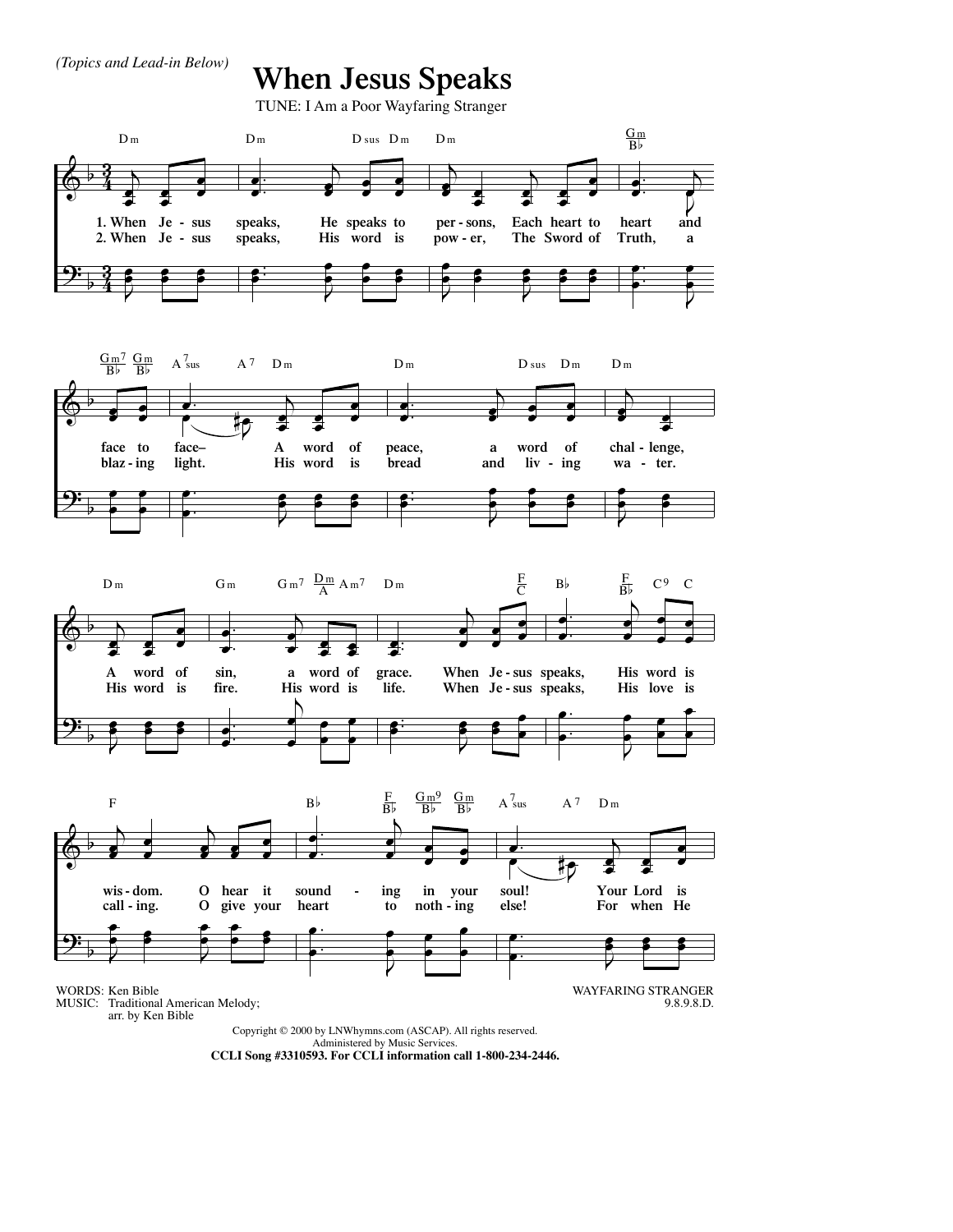*(Topics and Lead-in Below)*

# When Jesus Speaks

TUNE: I Am a Poor Wayfaring Stranger

1. When Jesus speaks, He speaks to persons, Each heart to heart and face to face– A word of peace, a word of challenge, A word of sin, a word of grace. When Jesus speaks, His word is wisdom. O hear it sounding in your soul! Your Lord is

2. When Jesus speaks, His word is power, The Sword of Truth, a blazing light. His word is bread and living water. His word is fire. His word is life. When Jesus speaks, His love is calling. O give your heart to nothing else! For when He

WORDS: Ken Bible
MUSIC: Traditional American Melody; arr. by Ken Bible

WAYFARING STRANGER
9.8.9.8.D.

Copyright © 2000 by LNWhymns.com (ASCAP). All rights reserved.
Administered by Music Services.
**CCLI Song #3310593. For CCLI information call 1-800-234-2446.**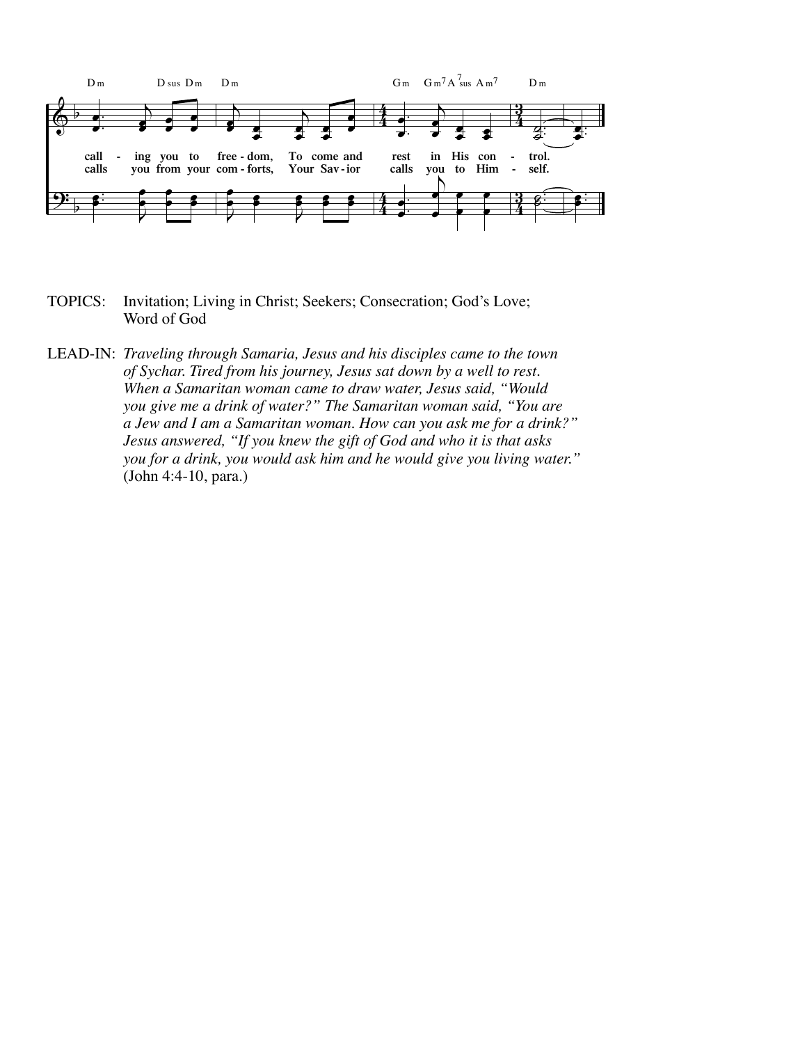TOPICS: Invitation; Living in Christ; Seekers; Consecration; God's Love; Word of God

LEAD-IN: *Traveling through Samaria, Jesus and his disciples came to the town of Sychar. Tired from his journey, Jesus sat down by a well to rest. When a Samaritan woman came to draw water, Jesus said, "Would you give me a drink of water?" The Samaritan woman said, "You are a Jew and I am a Samaritan woman. How can you ask me for a drink?" Jesus answered, "If you knew the gift of God and who it is that asks you for a drink, you would ask him and he would give you living water."* (John 4:4-10, para.)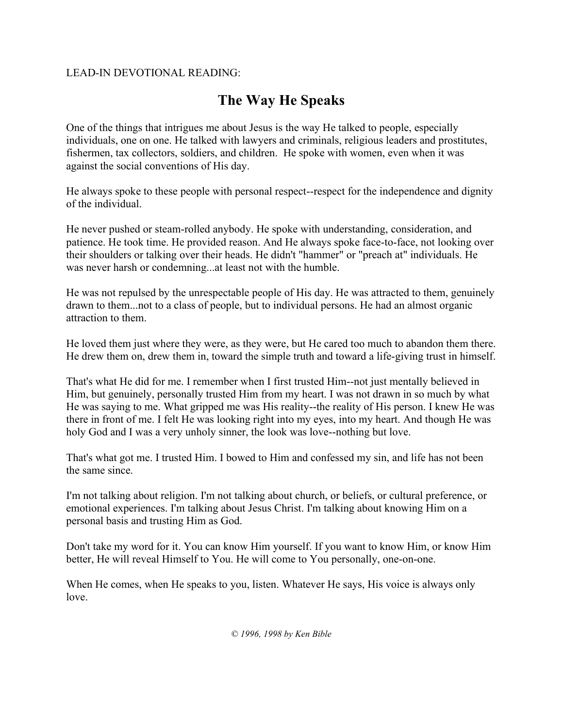LEAD-IN DEVOTIONAL READING:

# The Way He Speaks

One of the things that intrigues me about Jesus is the way He talked to people, especially individuals, one on one. He talked with lawyers and criminals, religious leaders and prostitutes, fishermen, tax collectors, soldiers, and children. He spoke with women, even when it was against the social conventions of His day.

He always spoke to these people with personal respect--respect for the independence and dignity of the individual.

He never pushed or steam-rolled anybody. He spoke with understanding, consideration, and patience. He took time. He provided reason. And He always spoke face-to-face, not looking over their shoulders or talking over their heads. He didn't "hammer" or "preach at" individuals. He was never harsh or condemning...at least not with the humble.

He was not repulsed by the unrespectable people of His day. He was attracted to them, genuinely drawn to them...not to a class of people, but to individual persons. He had an almost organic attraction to them.

He loved them just where they were, as they were, but He cared too much to abandon them there. He drew them on, drew them in, toward the simple truth and toward a life-giving trust in himself.

That's what He did for me. I remember when I first trusted Him--not just mentally believed in Him, but genuinely, personally trusted Him from my heart. I was not drawn in so much by what He was saying to me. What gripped me was His reality--the reality of His person. I knew He was there in front of me. I felt He was looking right into my eyes, into my heart. And though He was holy God and I was a very unholy sinner, the look was love--nothing but love.

That's what got me. I trusted Him. I bowed to Him and confessed my sin, and life has not been the same since.

I'm not talking about religion. I'm not talking about church, or beliefs, or cultural preference, or emotional experiences. I'm talking about Jesus Christ. I'm talking about knowing Him on a personal basis and trusting Him as God.

Don't take my word for it. You can know Him yourself. If you want to know Him, or know Him better, He will reveal Himself to You. He will come to You personally, one-on-one.

When He comes, when He speaks to you, listen. Whatever He says, His voice is always only love.

*© 1996, 1998 by Ken Bible*